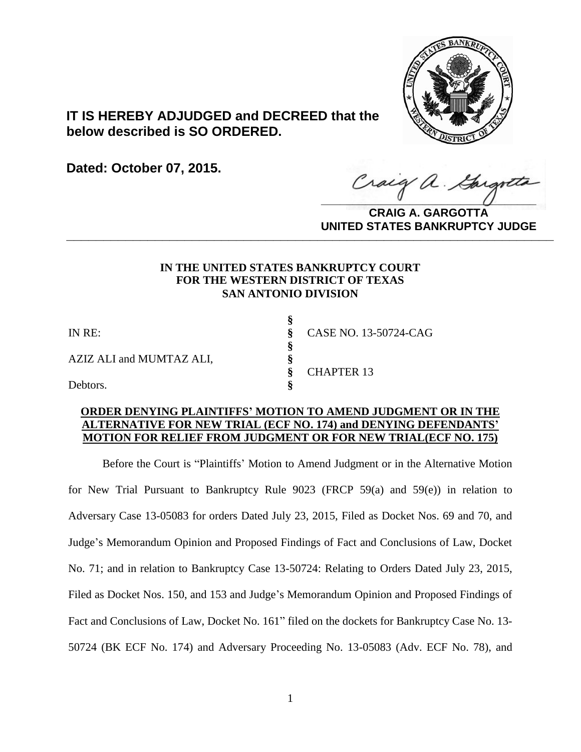**IT IS HEREBY ADJUDGED and DECREED that the below described is SO ORDERED.**

**Dated: October 07, 2015.**

**CRAIG A. GARGOTTA**
**UNITED STATES BANKRUPTCY JUDGE**

---

**IN THE UNITED STATES BANKRUPTCY COURT**
**FOR THE WESTERN DISTRICT OF TEXAS**
**SAN ANTONIO DIVISION**

| | | |
|---|---|---|
| | § | |
| IN RE: | § | CASE NO. 13-50724-CAG |
| | § | |
| AZIZ ALI and MUMTAZ ALI, | § | |
| | § | CHAPTER 13 |
| Debtors. | § | |

**ORDER DENYING PLAINTIFFS' MOTION TO AMEND JUDGMENT OR IN THE ALTERNATIVE FOR NEW TRIAL (ECF NO. 174) and DENYING DEFENDANTS' MOTION FOR RELIEF FROM JUDGMENT OR FOR NEW TRIAL(ECF NO. 175)**

Before the Court is "Plaintiffs' Motion to Amend Judgment or in the Alternative Motion for New Trial Pursuant to Bankruptcy Rule 9023 (FRCP 59(a) and 59(e)) in relation to Adversary Case 13-05083 for orders Dated July 23, 2015, Filed as Docket Nos. 69 and 70, and Judge's Memorandum Opinion and Proposed Findings of Fact and Conclusions of Law, Docket No. 71; and in relation to Bankruptcy Case 13-50724: Relating to Orders Dated July 23, 2015, Filed as Docket Nos. 150, and 153 and Judge's Memorandum Opinion and Proposed Findings of Fact and Conclusions of Law, Docket No. 161" filed on the dockets for Bankruptcy Case No. 13-50724 (BK ECF No. 174) and Adversary Proceeding No. 13-05083 (Adv. ECF No. 78), and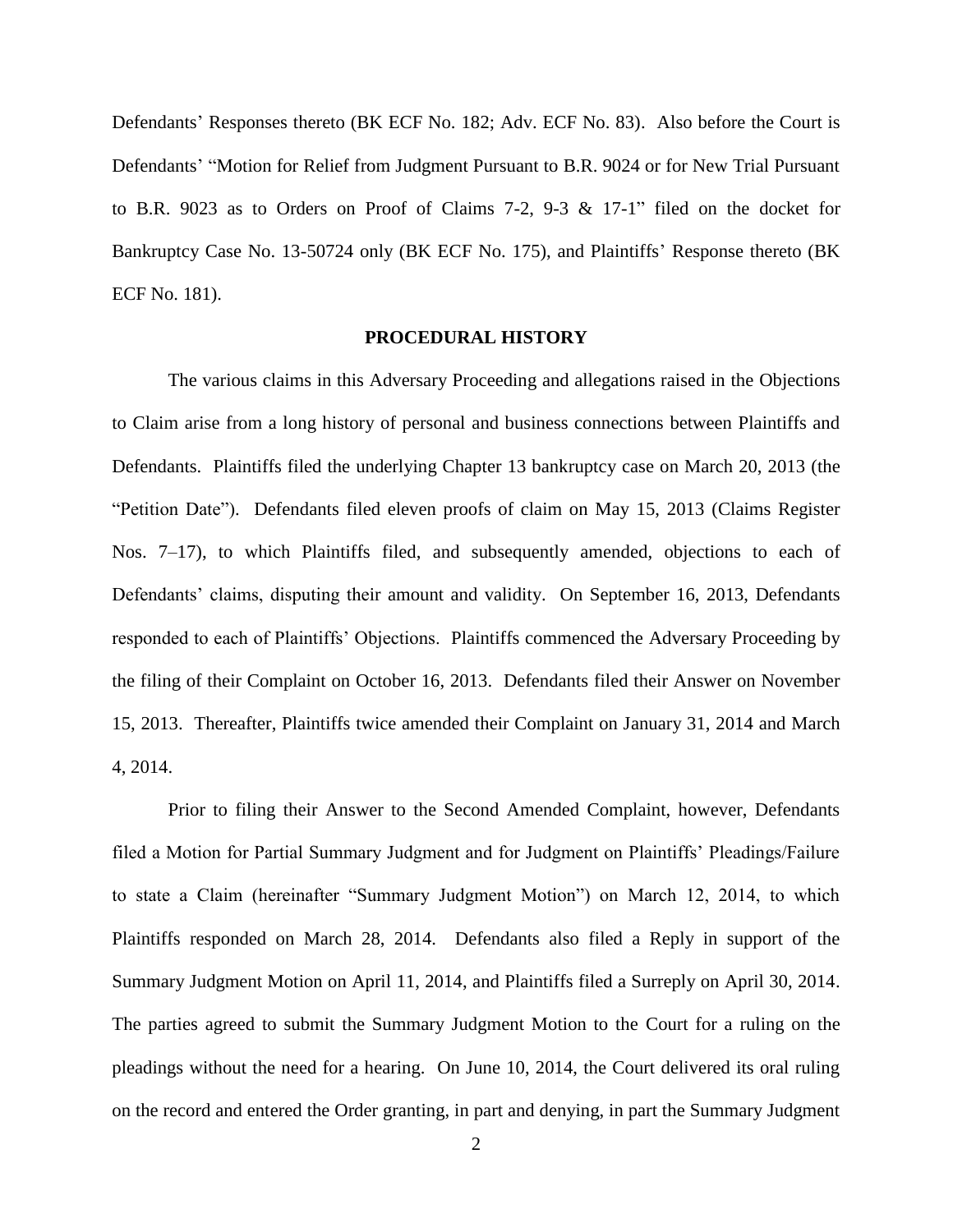Defendants' Responses thereto (BK ECF No. 182; Adv. ECF No. 83). Also before the Court is Defendants' "Motion for Relief from Judgment Pursuant to B.R. 9024 or for New Trial Pursuant to B.R. 9023 as to Orders on Proof of Claims 7-2, 9-3 & 17-1" filed on the docket for Bankruptcy Case No. 13-50724 only (BK ECF No. 175), and Plaintiffs' Response thereto (BK ECF No. 181).

## PROCEDURAL HISTORY

The various claims in this Adversary Proceeding and allegations raised in the Objections to Claim arise from a long history of personal and business connections between Plaintiffs and Defendants. Plaintiffs filed the underlying Chapter 13 bankruptcy case on March 20, 2013 (the "Petition Date"). Defendants filed eleven proofs of claim on May 15, 2013 (Claims Register Nos. 7–17), to which Plaintiffs filed, and subsequently amended, objections to each of Defendants' claims, disputing their amount and validity. On September 16, 2013, Defendants responded to each of Plaintiffs' Objections. Plaintiffs commenced the Adversary Proceeding by the filing of their Complaint on October 16, 2013. Defendants filed their Answer on November 15, 2013. Thereafter, Plaintiffs twice amended their Complaint on January 31, 2014 and March 4, 2014.

Prior to filing their Answer to the Second Amended Complaint, however, Defendants filed a Motion for Partial Summary Judgment and for Judgment on Plaintiffs' Pleadings/Failure to state a Claim (hereinafter "Summary Judgment Motion") on March 12, 2014, to which Plaintiffs responded on March 28, 2014. Defendants also filed a Reply in support of the Summary Judgment Motion on April 11, 2014, and Plaintiffs filed a Surreply on April 30, 2014. The parties agreed to submit the Summary Judgment Motion to the Court for a ruling on the pleadings without the need for a hearing. On June 10, 2014, the Court delivered its oral ruling on the record and entered the Order granting, in part and denying, in part the Summary Judgment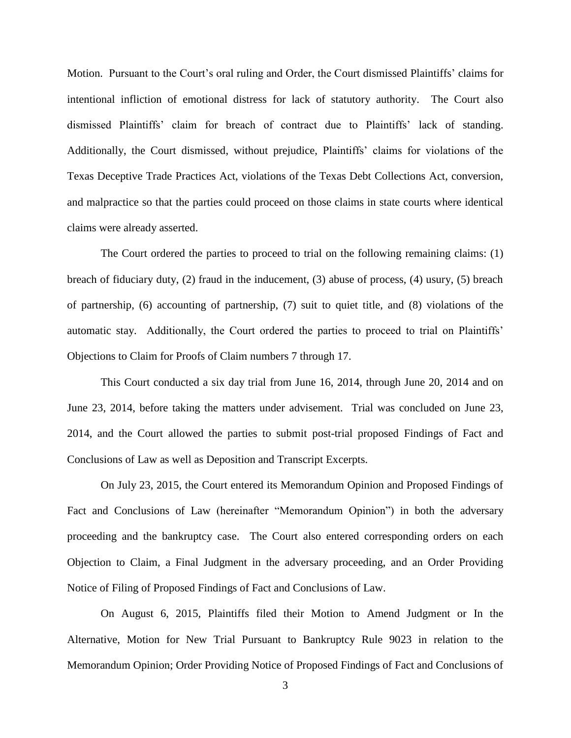Motion. Pursuant to the Court's oral ruling and Order, the Court dismissed Plaintiffs' claims for intentional infliction of emotional distress for lack of statutory authority. The Court also dismissed Plaintiffs' claim for breach of contract due to Plaintiffs' lack of standing. Additionally, the Court dismissed, without prejudice, Plaintiffs' claims for violations of the Texas Deceptive Trade Practices Act, violations of the Texas Debt Collections Act, conversion, and malpractice so that the parties could proceed on those claims in state courts where identical claims were already asserted.

The Court ordered the parties to proceed to trial on the following remaining claims: (1) breach of fiduciary duty, (2) fraud in the inducement, (3) abuse of process, (4) usury, (5) breach of partnership, (6) accounting of partnership, (7) suit to quiet title, and (8) violations of the automatic stay. Additionally, the Court ordered the parties to proceed to trial on Plaintiffs' Objections to Claim for Proofs of Claim numbers 7 through 17.

This Court conducted a six day trial from June 16, 2014, through June 20, 2014 and on June 23, 2014, before taking the matters under advisement. Trial was concluded on June 23, 2014, and the Court allowed the parties to submit post-trial proposed Findings of Fact and Conclusions of Law as well as Deposition and Transcript Excerpts.

On July 23, 2015, the Court entered its Memorandum Opinion and Proposed Findings of Fact and Conclusions of Law (hereinafter "Memorandum Opinion") in both the adversary proceeding and the bankruptcy case. The Court also entered corresponding orders on each Objection to Claim, a Final Judgment in the adversary proceeding, and an Order Providing Notice of Filing of Proposed Findings of Fact and Conclusions of Law.

On August 6, 2015, Plaintiffs filed their Motion to Amend Judgment or In the Alternative, Motion for New Trial Pursuant to Bankruptcy Rule 9023 in relation to the Memorandum Opinion; Order Providing Notice of Proposed Findings of Fact and Conclusions of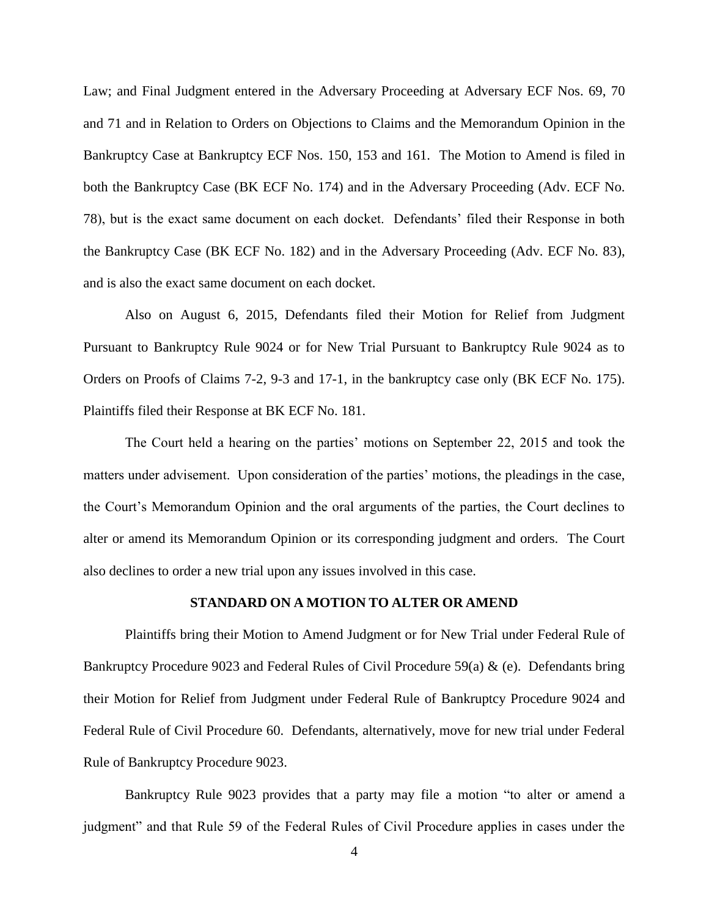Law; and Final Judgment entered in the Adversary Proceeding at Adversary ECF Nos. 69, 70 and 71 and in Relation to Orders on Objections to Claims and the Memorandum Opinion in the Bankruptcy Case at Bankruptcy ECF Nos. 150, 153 and 161. The Motion to Amend is filed in both the Bankruptcy Case (BK ECF No. 174) and in the Adversary Proceeding (Adv. ECF No. 78), but is the exact same document on each docket. Defendants' filed their Response in both the Bankruptcy Case (BK ECF No. 182) and in the Adversary Proceeding (Adv. ECF No. 83), and is also the exact same document on each docket.

Also on August 6, 2015, Defendants filed their Motion for Relief from Judgment Pursuant to Bankruptcy Rule 9024 or for New Trial Pursuant to Bankruptcy Rule 9024 as to Orders on Proofs of Claims 7-2, 9-3 and 17-1, in the bankruptcy case only (BK ECF No. 175). Plaintiffs filed their Response at BK ECF No. 181.

The Court held a hearing on the parties' motions on September 22, 2015 and took the matters under advisement. Upon consideration of the parties' motions, the pleadings in the case, the Court's Memorandum Opinion and the oral arguments of the parties, the Court declines to alter or amend its Memorandum Opinion or its corresponding judgment and orders. The Court also declines to order a new trial upon any issues involved in this case.

## STANDARD ON A MOTION TO ALTER OR AMEND

Plaintiffs bring their Motion to Amend Judgment or for New Trial under Federal Rule of Bankruptcy Procedure 9023 and Federal Rules of Civil Procedure 59(a) & (e). Defendants bring their Motion for Relief from Judgment under Federal Rule of Bankruptcy Procedure 9024 and Federal Rule of Civil Procedure 60. Defendants, alternatively, move for new trial under Federal Rule of Bankruptcy Procedure 9023.

Bankruptcy Rule 9023 provides that a party may file a motion "to alter or amend a judgment" and that Rule 59 of the Federal Rules of Civil Procedure applies in cases under the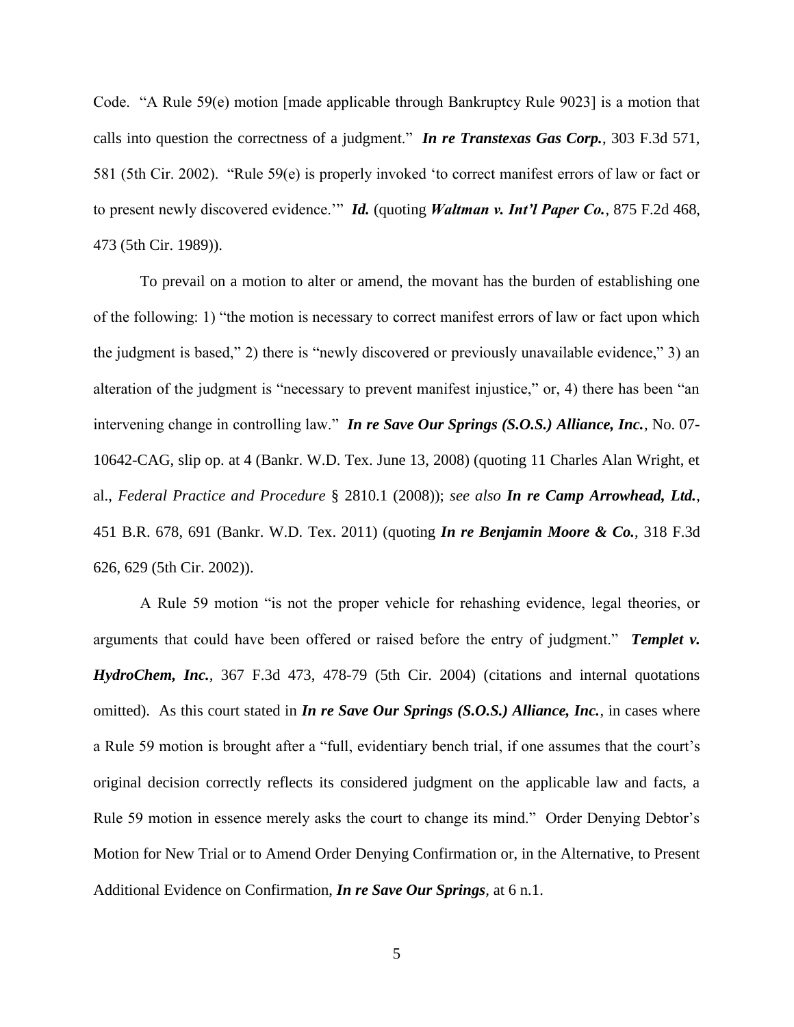Code. "A Rule 59(e) motion [made applicable through Bankruptcy Rule 9023] is a motion that calls into question the correctness of a judgment." ***In re Transtexas Gas Corp.***, 303 F.3d 571, 581 (5th Cir. 2002). "Rule 59(e) is properly invoked 'to correct manifest errors of law or fact or to present newly discovered evidence.'" ***Id.*** (quoting ***Waltman v. Int'l Paper Co.***, 875 F.2d 468, 473 (5th Cir. 1989)).

To prevail on a motion to alter or amend, the movant has the burden of establishing one of the following: 1) "the motion is necessary to correct manifest errors of law or fact upon which the judgment is based," 2) there is "newly discovered or previously unavailable evidence," 3) an alteration of the judgment is "necessary to prevent manifest injustice," or, 4) there has been "an intervening change in controlling law." ***In re Save Our Springs (S.O.S.) Alliance, Inc.***, No. 07-10642-CAG, slip op. at 4 (Bankr. W.D. Tex. June 13, 2008) (quoting 11 Charles Alan Wright, et al., *Federal Practice and Procedure* § 2810.1 (2008)); *see also* ***In re Camp Arrowhead, Ltd.***, 451 B.R. 678, 691 (Bankr. W.D. Tex. 2011) (quoting ***In re Benjamin Moore & Co.***, 318 F.3d 626, 629 (5th Cir. 2002)).

A Rule 59 motion "is not the proper vehicle for rehashing evidence, legal theories, or arguments that could have been offered or raised before the entry of judgment." ***Templet v. HydroChem, Inc.***, 367 F.3d 473, 478-79 (5th Cir. 2004) (citations and internal quotations omitted). As this court stated in ***In re Save Our Springs (S.O.S.) Alliance, Inc.***, in cases where a Rule 59 motion is brought after a "full, evidentiary bench trial, if one assumes that the court's original decision correctly reflects its considered judgment on the applicable law and facts, a Rule 59 motion in essence merely asks the court to change its mind." Order Denying Debtor's Motion for New Trial or to Amend Order Denying Confirmation or, in the Alternative, to Present Additional Evidence on Confirmation, ***In re Save Our Springs***, at 6 n.1.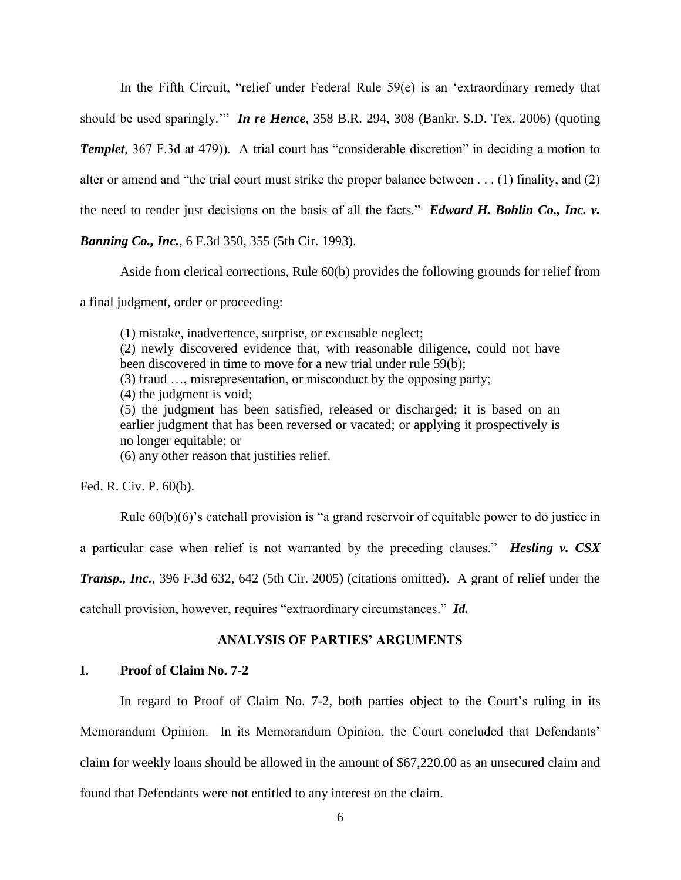In the Fifth Circuit, "relief under Federal Rule 59(e) is an 'extraordinary remedy that should be used sparingly.'" ***In re Hence***, 358 B.R. 294, 308 (Bankr. S.D. Tex. 2006) (quoting ***Templet***, 367 F.3d at 479)). A trial court has "considerable discretion" in deciding a motion to alter or amend and "the trial court must strike the proper balance between . . . (1) finality, and (2) the need to render just decisions on the basis of all the facts." ***Edward H. Bohlin Co., Inc. v. Banning Co., Inc.***, 6 F.3d 350, 355 (5th Cir. 1993).

Aside from clerical corrections, Rule 60(b) provides the following grounds for relief from a final judgment, order or proceeding:

> (1) mistake, inadvertence, surprise, or excusable neglect;
> (2) newly discovered evidence that, with reasonable diligence, could not have been discovered in time to move for a new trial under rule 59(b);
> (3) fraud …, misrepresentation, or misconduct by the opposing party;
> (4) the judgment is void;
> (5) the judgment has been satisfied, released or discharged; it is based on an earlier judgment that has been reversed or vacated; or applying it prospectively is no longer equitable; or
> (6) any other reason that justifies relief.

Fed. R. Civ. P. 60(b).

Rule 60(b)(6)'s catchall provision is "a grand reservoir of equitable power to do justice in a particular case when relief is not warranted by the preceding clauses." ***Hesling v. CSX Transp., Inc.***, 396 F.3d 632, 642 (5th Cir. 2005) (citations omitted). A grant of relief under the catchall provision, however, requires "extraordinary circumstances." ***Id.***

## ANALYSIS OF PARTIES' ARGUMENTS

### I. Proof of Claim No. 7-2

In regard to Proof of Claim No. 7-2, both parties object to the Court's ruling in its Memorandum Opinion. In its Memorandum Opinion, the Court concluded that Defendants' claim for weekly loans should be allowed in the amount of $67,220.00 as an unsecured claim and found that Defendants were not entitled to any interest on the claim.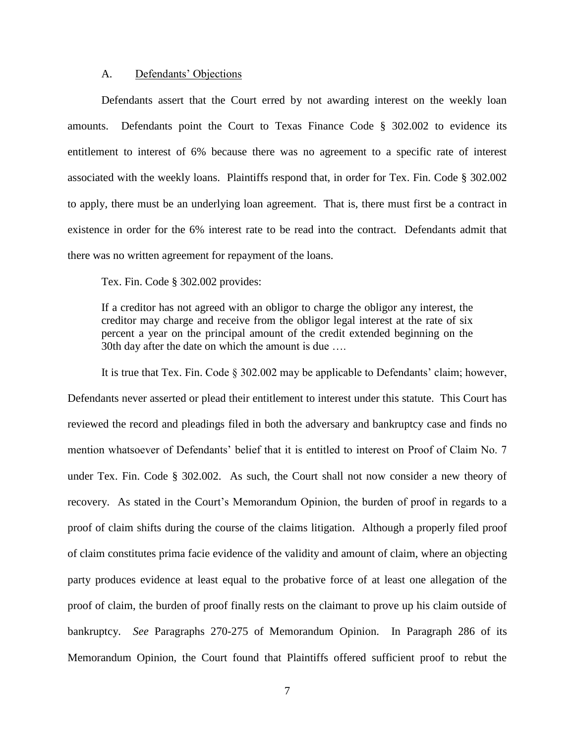### A. Defendants' Objections

Defendants assert that the Court erred by not awarding interest on the weekly loan amounts. Defendants point the Court to Texas Finance Code § 302.002 to evidence its entitlement to interest of 6% because there was no agreement to a specific rate of interest associated with the weekly loans. Plaintiffs respond that, in order for Tex. Fin. Code § 302.002 to apply, there must be an underlying loan agreement. That is, there must first be a contract in existence in order for the 6% interest rate to be read into the contract. Defendants admit that there was no written agreement for repayment of the loans.

Tex. Fin. Code § 302.002 provides:

> If a creditor has not agreed with an obligor to charge the obligor any interest, the creditor may charge and receive from the obligor legal interest at the rate of six percent a year on the principal amount of the credit extended beginning on the 30th day after the date on which the amount is due ….

It is true that Tex. Fin. Code § 302.002 may be applicable to Defendants' claim; however, Defendants never asserted or plead their entitlement to interest under this statute. This Court has reviewed the record and pleadings filed in both the adversary and bankruptcy case and finds no mention whatsoever of Defendants' belief that it is entitled to interest on Proof of Claim No. 7 under Tex. Fin. Code § 302.002. As such, the Court shall not now consider a new theory of recovery. As stated in the Court's Memorandum Opinion, the burden of proof in regards to a proof of claim shifts during the course of the claims litigation. Although a properly filed proof of claim constitutes prima facie evidence of the validity and amount of claim, where an objecting party produces evidence at least equal to the probative force of at least one allegation of the proof of claim, the burden of proof finally rests on the claimant to prove up his claim outside of bankruptcy. *See* Paragraphs 270-275 of Memorandum Opinion. In Paragraph 286 of its Memorandum Opinion, the Court found that Plaintiffs offered sufficient proof to rebut the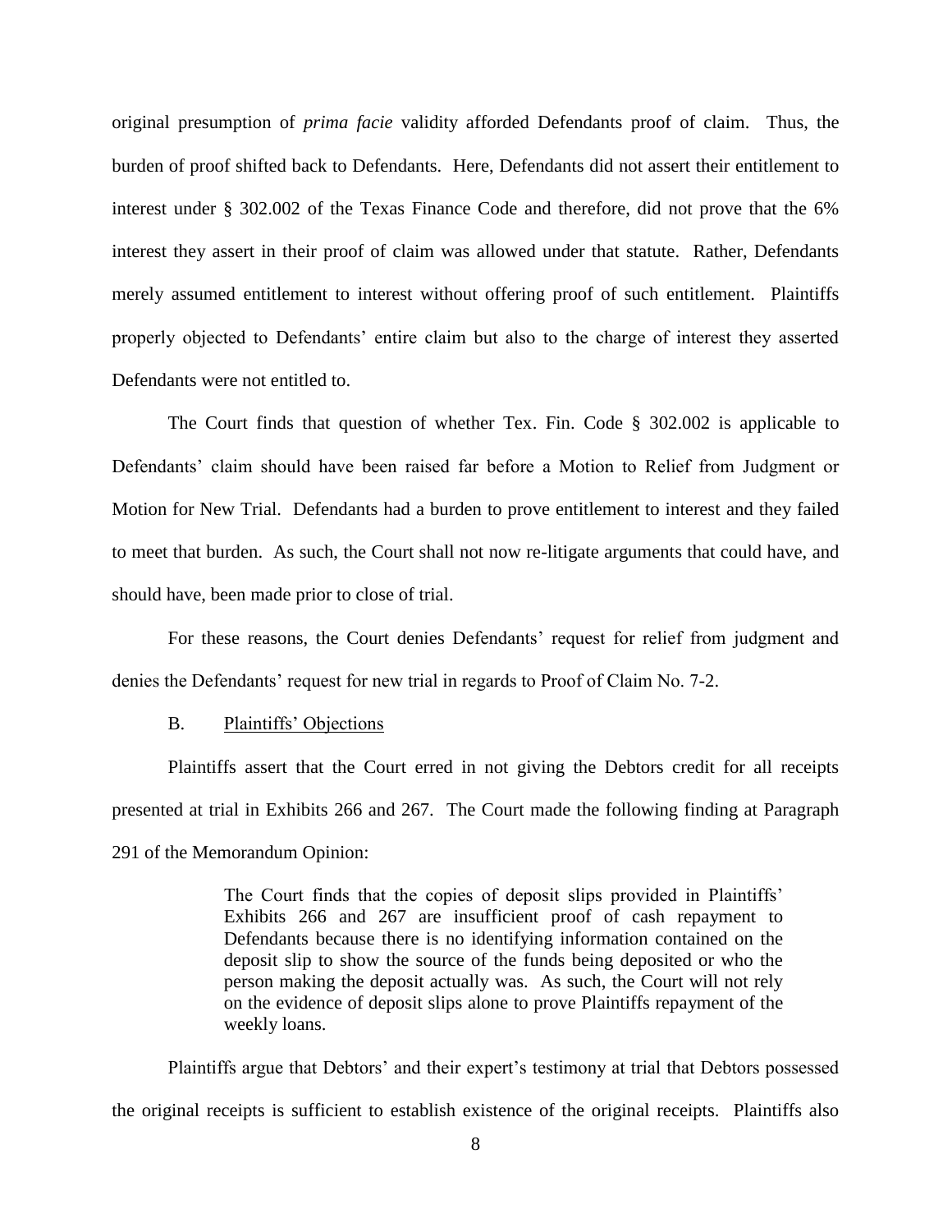original presumption of *prima facie* validity afforded Defendants proof of claim. Thus, the burden of proof shifted back to Defendants. Here, Defendants did not assert their entitlement to interest under § 302.002 of the Texas Finance Code and therefore, did not prove that the 6% interest they assert in their proof of claim was allowed under that statute. Rather, Defendants merely assumed entitlement to interest without offering proof of such entitlement. Plaintiffs properly objected to Defendants' entire claim but also to the charge of interest they asserted Defendants were not entitled to.

The Court finds that question of whether Tex. Fin. Code § 302.002 is applicable to Defendants' claim should have been raised far before a Motion to Relief from Judgment or Motion for New Trial. Defendants had a burden to prove entitlement to interest and they failed to meet that burden. As such, the Court shall not now re-litigate arguments that could have, and should have, been made prior to close of trial.

For these reasons, the Court denies Defendants' request for relief from judgment and denies the Defendants' request for new trial in regards to Proof of Claim No. 7-2.

B. Plaintiffs' Objections

Plaintiffs assert that the Court erred in not giving the Debtors credit for all receipts presented at trial in Exhibits 266 and 267. The Court made the following finding at Paragraph 291 of the Memorandum Opinion:

> The Court finds that the copies of deposit slips provided in Plaintiffs' Exhibits 266 and 267 are insufficient proof of cash repayment to Defendants because there is no identifying information contained on the deposit slip to show the source of the funds being deposited or who the person making the deposit actually was. As such, the Court will not rely on the evidence of deposit slips alone to prove Plaintiffs repayment of the weekly loans.

Plaintiffs argue that Debtors' and their expert's testimony at trial that Debtors possessed the original receipts is sufficient to establish existence of the original receipts. Plaintiffs also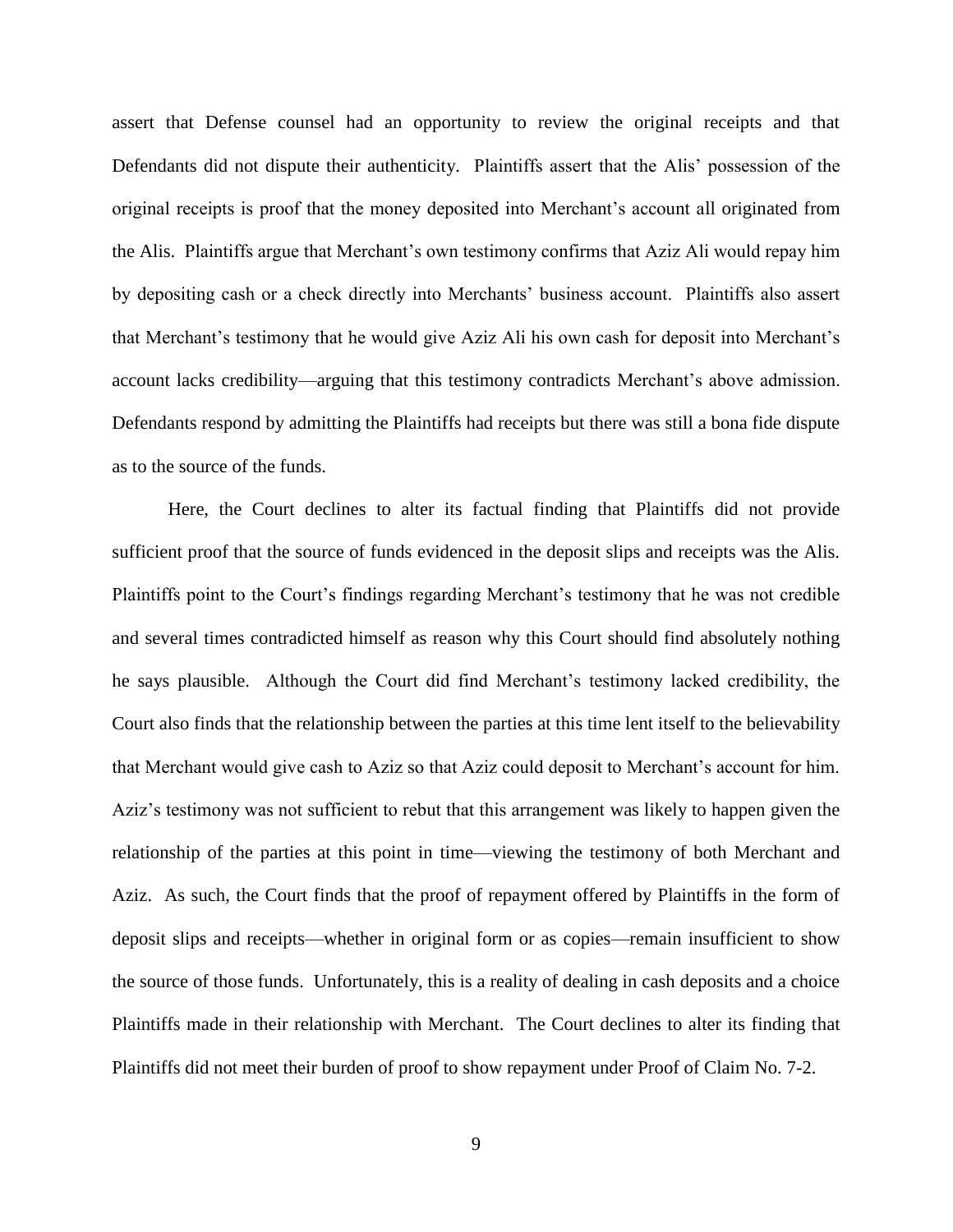assert that Defense counsel had an opportunity to review the original receipts and that Defendants did not dispute their authenticity. Plaintiffs assert that the Alis' possession of the original receipts is proof that the money deposited into Merchant's account all originated from the Alis. Plaintiffs argue that Merchant's own testimony confirms that Aziz Ali would repay him by depositing cash or a check directly into Merchants' business account. Plaintiffs also assert that Merchant's testimony that he would give Aziz Ali his own cash for deposit into Merchant's account lacks credibility—arguing that this testimony contradicts Merchant's above admission. Defendants respond by admitting the Plaintiffs had receipts but there was still a bona fide dispute as to the source of the funds.

Here, the Court declines to alter its factual finding that Plaintiffs did not provide sufficient proof that the source of funds evidenced in the deposit slips and receipts was the Alis. Plaintiffs point to the Court's findings regarding Merchant's testimony that he was not credible and several times contradicted himself as reason why this Court should find absolutely nothing he says plausible. Although the Court did find Merchant's testimony lacked credibility, the Court also finds that the relationship between the parties at this time lent itself to the believability that Merchant would give cash to Aziz so that Aziz could deposit to Merchant's account for him. Aziz's testimony was not sufficient to rebut that this arrangement was likely to happen given the relationship of the parties at this point in time—viewing the testimony of both Merchant and Aziz. As such, the Court finds that the proof of repayment offered by Plaintiffs in the form of deposit slips and receipts—whether in original form or as copies—remain insufficient to show the source of those funds. Unfortunately, this is a reality of dealing in cash deposits and a choice Plaintiffs made in their relationship with Merchant. The Court declines to alter its finding that Plaintiffs did not meet their burden of proof to show repayment under Proof of Claim No. 7-2.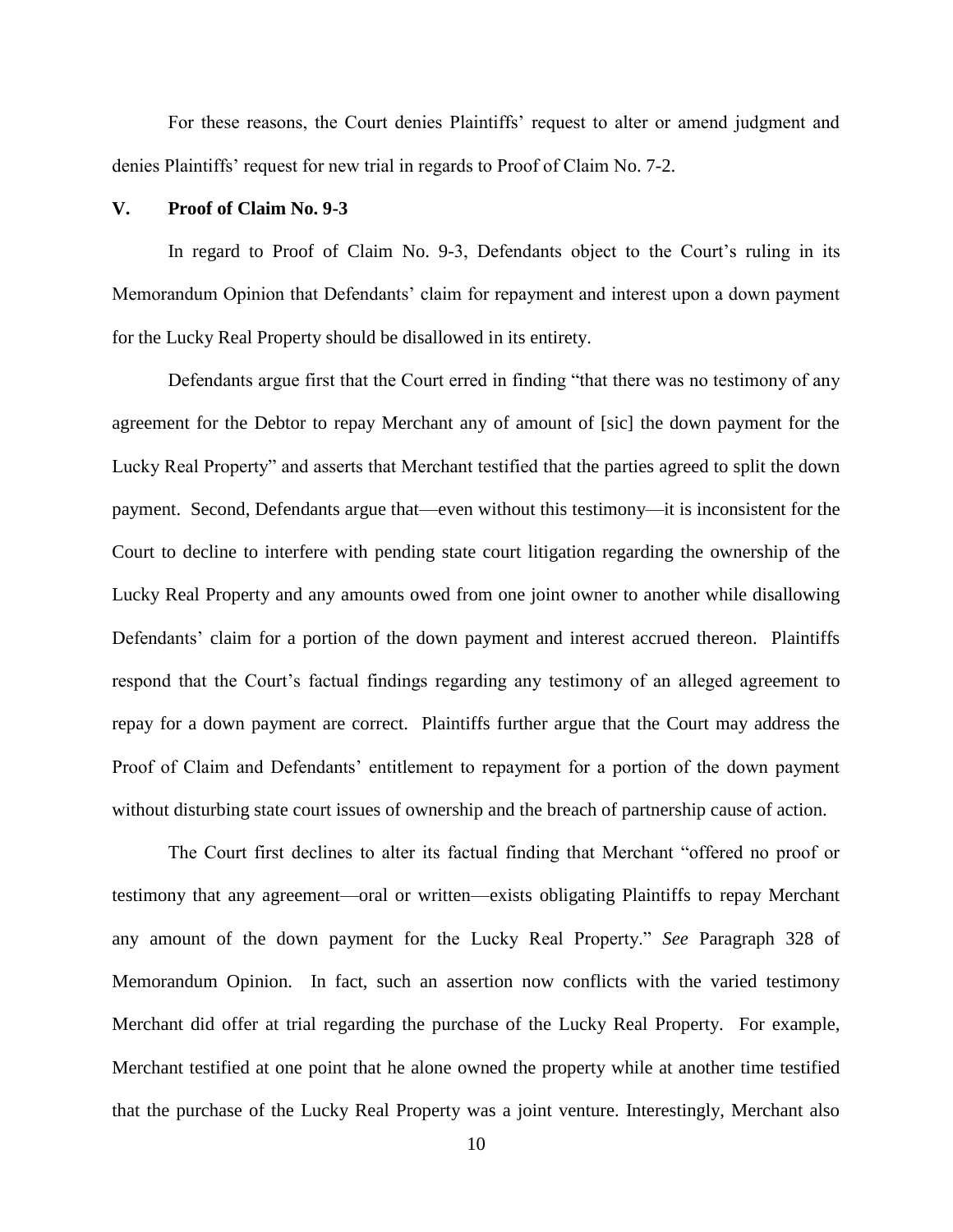For these reasons, the Court denies Plaintiffs' request to alter or amend judgment and denies Plaintiffs' request for new trial in regards to Proof of Claim No. 7-2.

## V. Proof of Claim No. 9-3

In regard to Proof of Claim No. 9-3, Defendants object to the Court's ruling in its Memorandum Opinion that Defendants' claim for repayment and interest upon a down payment for the Lucky Real Property should be disallowed in its entirety.

Defendants argue first that the Court erred in finding "that there was no testimony of any agreement for the Debtor to repay Merchant any of amount of [sic] the down payment for the Lucky Real Property" and asserts that Merchant testified that the parties agreed to split the down payment. Second, Defendants argue that—even without this testimony—it is inconsistent for the Court to decline to interfere with pending state court litigation regarding the ownership of the Lucky Real Property and any amounts owed from one joint owner to another while disallowing Defendants' claim for a portion of the down payment and interest accrued thereon. Plaintiffs respond that the Court's factual findings regarding any testimony of an alleged agreement to repay for a down payment are correct. Plaintiffs further argue that the Court may address the Proof of Claim and Defendants' entitlement to repayment for a portion of the down payment without disturbing state court issues of ownership and the breach of partnership cause of action.

The Court first declines to alter its factual finding that Merchant "offered no proof or testimony that any agreement—oral or written—exists obligating Plaintiffs to repay Merchant any amount of the down payment for the Lucky Real Property." *See* Paragraph 328 of Memorandum Opinion. In fact, such an assertion now conflicts with the varied testimony Merchant did offer at trial regarding the purchase of the Lucky Real Property. For example, Merchant testified at one point that he alone owned the property while at another time testified that the purchase of the Lucky Real Property was a joint venture. Interestingly, Merchant also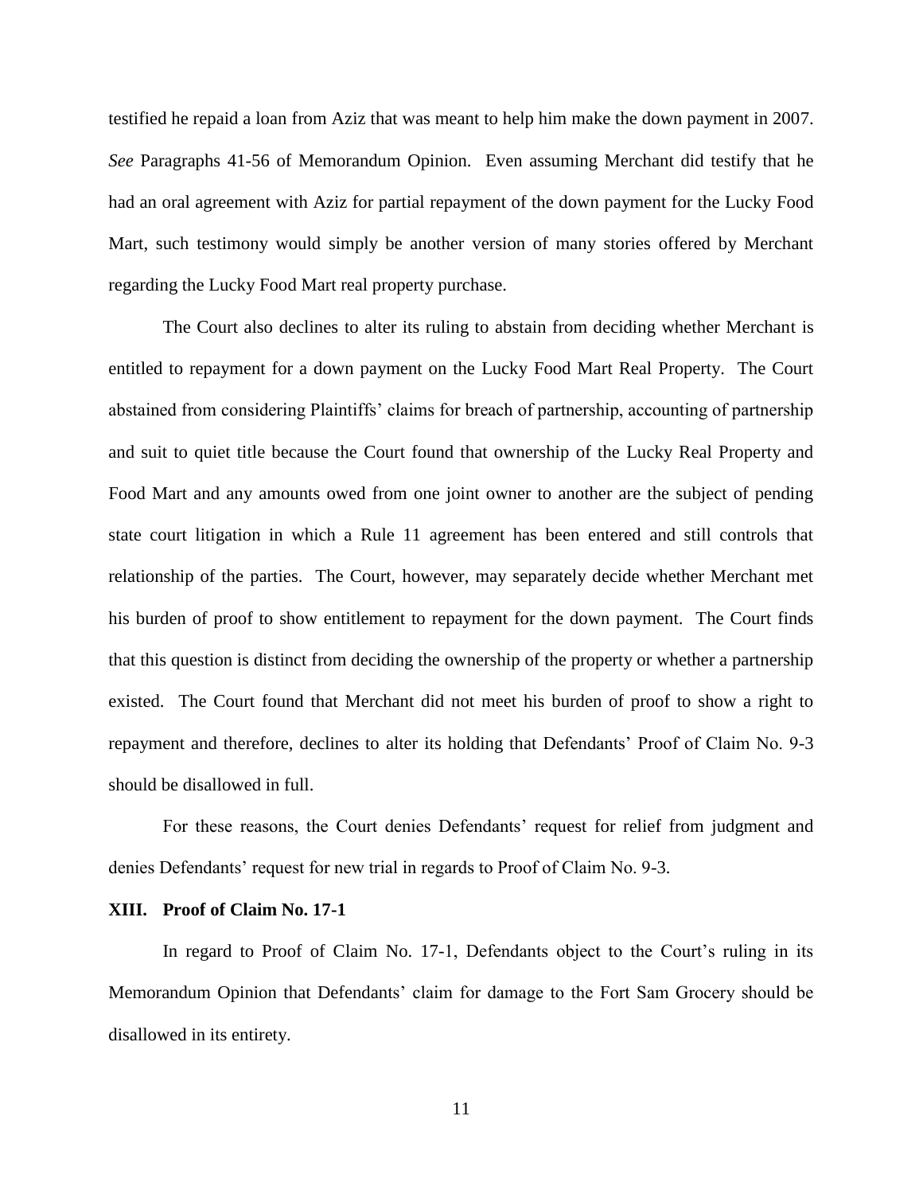testified he repaid a loan from Aziz that was meant to help him make the down payment in 2007. *See* Paragraphs 41-56 of Memorandum Opinion. Even assuming Merchant did testify that he had an oral agreement with Aziz for partial repayment of the down payment for the Lucky Food Mart, such testimony would simply be another version of many stories offered by Merchant regarding the Lucky Food Mart real property purchase.

The Court also declines to alter its ruling to abstain from deciding whether Merchant is entitled to repayment for a down payment on the Lucky Food Mart Real Property. The Court abstained from considering Plaintiffs' claims for breach of partnership, accounting of partnership and suit to quiet title because the Court found that ownership of the Lucky Real Property and Food Mart and any amounts owed from one joint owner to another are the subject of pending state court litigation in which a Rule 11 agreement has been entered and still controls that relationship of the parties. The Court, however, may separately decide whether Merchant met his burden of proof to show entitlement to repayment for the down payment. The Court finds that this question is distinct from deciding the ownership of the property or whether a partnership existed. The Court found that Merchant did not meet his burden of proof to show a right to repayment and therefore, declines to alter its holding that Defendants' Proof of Claim No. 9-3 should be disallowed in full.

For these reasons, the Court denies Defendants' request for relief from judgment and denies Defendants' request for new trial in regards to Proof of Claim No. 9-3.

## XIII. Proof of Claim No. 17-1

In regard to Proof of Claim No. 17-1, Defendants object to the Court's ruling in its Memorandum Opinion that Defendants' claim for damage to the Fort Sam Grocery should be disallowed in its entirety.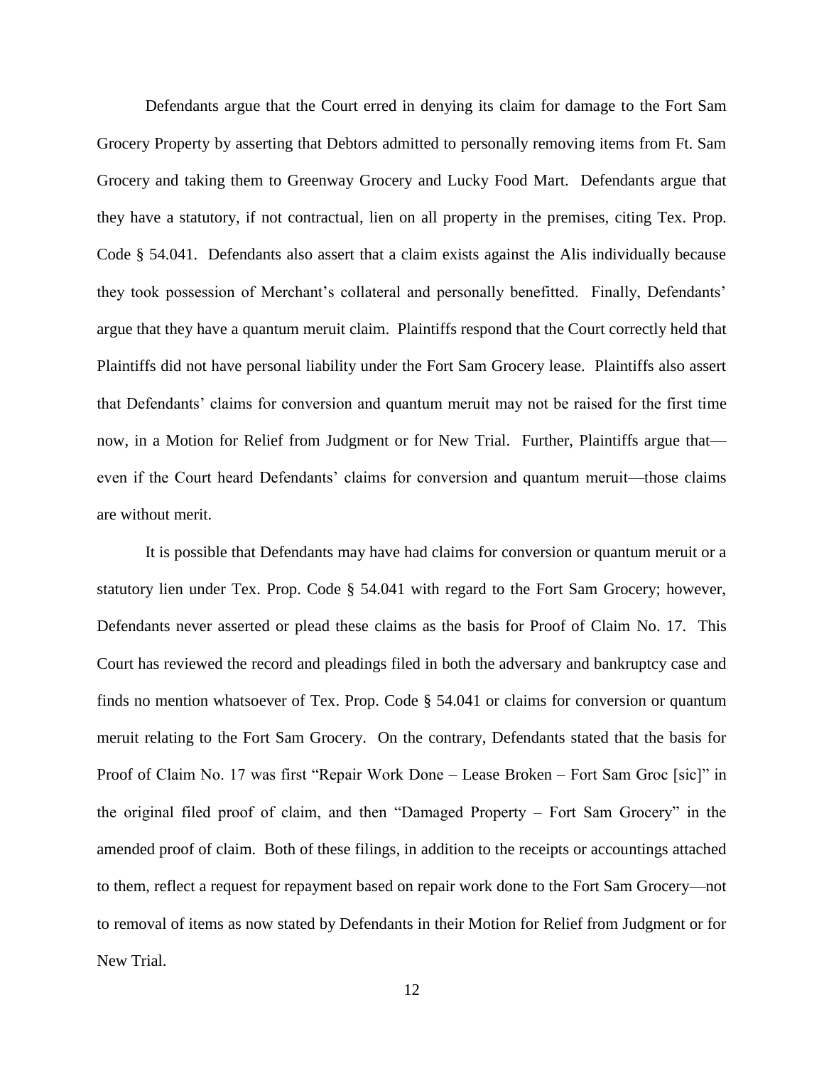Defendants argue that the Court erred in denying its claim for damage to the Fort Sam Grocery Property by asserting that Debtors admitted to personally removing items from Ft. Sam Grocery and taking them to Greenway Grocery and Lucky Food Mart. Defendants argue that they have a statutory, if not contractual, lien on all property in the premises, citing Tex. Prop. Code § 54.041. Defendants also assert that a claim exists against the Alis individually because they took possession of Merchant's collateral and personally benefitted. Finally, Defendants' argue that they have a quantum meruit claim. Plaintiffs respond that the Court correctly held that Plaintiffs did not have personal liability under the Fort Sam Grocery lease. Plaintiffs also assert that Defendants' claims for conversion and quantum meruit may not be raised for the first time now, in a Motion for Relief from Judgment or for New Trial. Further, Plaintiffs argue that—even if the Court heard Defendants' claims for conversion and quantum meruit—those claims are without merit.

It is possible that Defendants may have had claims for conversion or quantum meruit or a statutory lien under Tex. Prop. Code § 54.041 with regard to the Fort Sam Grocery; however, Defendants never asserted or plead these claims as the basis for Proof of Claim No. 17. This Court has reviewed the record and pleadings filed in both the adversary and bankruptcy case and finds no mention whatsoever of Tex. Prop. Code § 54.041 or claims for conversion or quantum meruit relating to the Fort Sam Grocery. On the contrary, Defendants stated that the basis for Proof of Claim No. 17 was first "Repair Work Done – Lease Broken – Fort Sam Groc [sic]" in the original filed proof of claim, and then "Damaged Property – Fort Sam Grocery" in the amended proof of claim. Both of these filings, in addition to the receipts or accountings attached to them, reflect a request for repayment based on repair work done to the Fort Sam Grocery—not to removal of items as now stated by Defendants in their Motion for Relief from Judgment or for New Trial.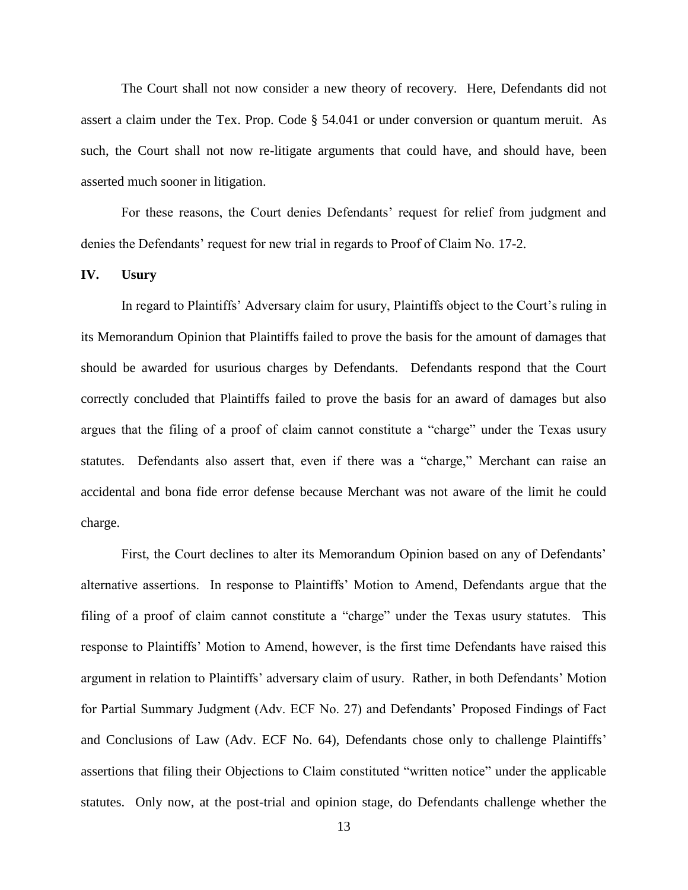The Court shall not now consider a new theory of recovery. Here, Defendants did not assert a claim under the Tex. Prop. Code § 54.041 or under conversion or quantum meruit. As such, the Court shall not now re-litigate arguments that could have, and should have, been asserted much sooner in litigation.

For these reasons, the Court denies Defendants' request for relief from judgment and denies the Defendants' request for new trial in regards to Proof of Claim No. 17-2.

## IV. Usury

In regard to Plaintiffs' Adversary claim for usury, Plaintiffs object to the Court's ruling in its Memorandum Opinion that Plaintiffs failed to prove the basis for the amount of damages that should be awarded for usurious charges by Defendants. Defendants respond that the Court correctly concluded that Plaintiffs failed to prove the basis for an award of damages but also argues that the filing of a proof of claim cannot constitute a "charge" under the Texas usury statutes. Defendants also assert that, even if there was a "charge," Merchant can raise an accidental and bona fide error defense because Merchant was not aware of the limit he could charge.

First, the Court declines to alter its Memorandum Opinion based on any of Defendants' alternative assertions. In response to Plaintiffs' Motion to Amend, Defendants argue that the filing of a proof of claim cannot constitute a "charge" under the Texas usury statutes. This response to Plaintiffs' Motion to Amend, however, is the first time Defendants have raised this argument in relation to Plaintiffs' adversary claim of usury. Rather, in both Defendants' Motion for Partial Summary Judgment (Adv. ECF No. 27) and Defendants' Proposed Findings of Fact and Conclusions of Law (Adv. ECF No. 64), Defendants chose only to challenge Plaintiffs' assertions that filing their Objections to Claim constituted "written notice" under the applicable statutes. Only now, at the post-trial and opinion stage, do Defendants challenge whether the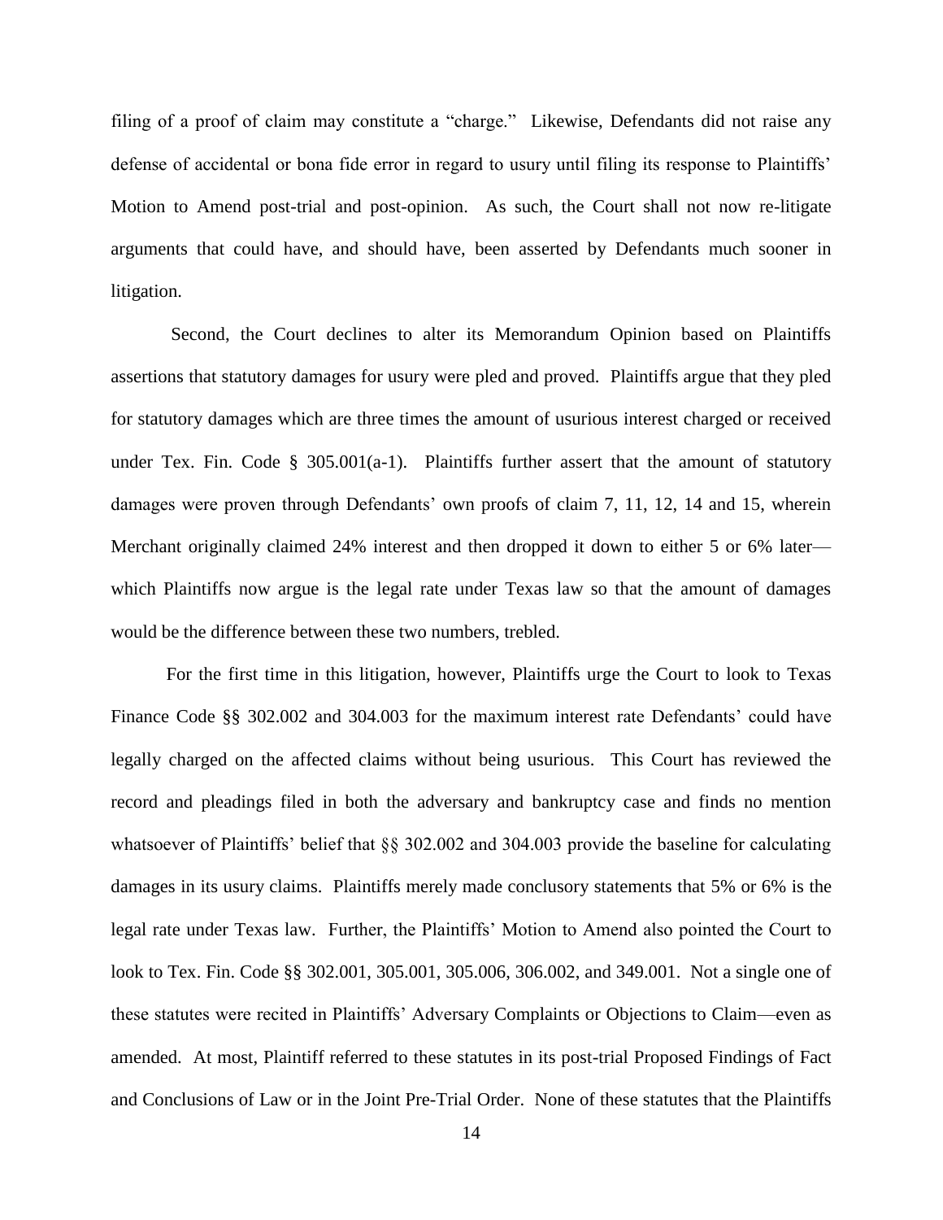filing of a proof of claim may constitute a "charge." Likewise, Defendants did not raise any defense of accidental or bona fide error in regard to usury until filing its response to Plaintiffs' Motion to Amend post-trial and post-opinion. As such, the Court shall not now re-litigate arguments that could have, and should have, been asserted by Defendants much sooner in litigation.

Second, the Court declines to alter its Memorandum Opinion based on Plaintiffs assertions that statutory damages for usury were pled and proved. Plaintiffs argue that they pled for statutory damages which are three times the amount of usurious interest charged or received under Tex. Fin. Code § 305.001(a-1). Plaintiffs further assert that the amount of statutory damages were proven through Defendants' own proofs of claim 7, 11, 12, 14 and 15, wherein Merchant originally claimed 24% interest and then dropped it down to either 5 or 6% later—which Plaintiffs now argue is the legal rate under Texas law so that the amount of damages would be the difference between these two numbers, trebled.

For the first time in this litigation, however, Plaintiffs urge the Court to look to Texas Finance Code §§ 302.002 and 304.003 for the maximum interest rate Defendants' could have legally charged on the affected claims without being usurious. This Court has reviewed the record and pleadings filed in both the adversary and bankruptcy case and finds no mention whatsoever of Plaintiffs' belief that §§ 302.002 and 304.003 provide the baseline for calculating damages in its usury claims. Plaintiffs merely made conclusory statements that 5% or 6% is the legal rate under Texas law. Further, the Plaintiffs' Motion to Amend also pointed the Court to look to Tex. Fin. Code §§ 302.001, 305.001, 305.006, 306.002, and 349.001. Not a single one of these statutes were recited in Plaintiffs' Adversary Complaints or Objections to Claim—even as amended. At most, Plaintiff referred to these statutes in its post-trial Proposed Findings of Fact and Conclusions of Law or in the Joint Pre-Trial Order. None of these statutes that the Plaintiffs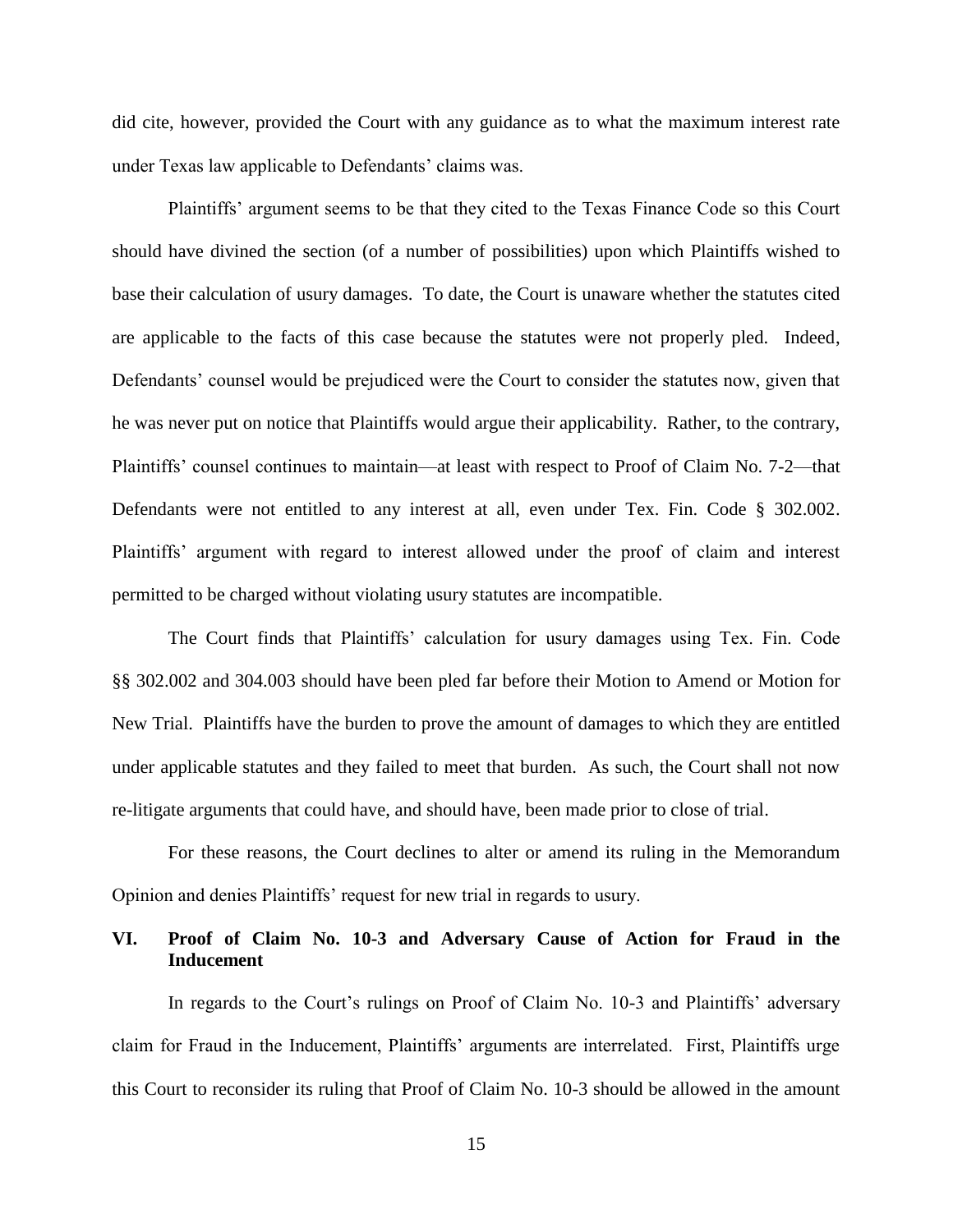did cite, however, provided the Court with any guidance as to what the maximum interest rate under Texas law applicable to Defendants' claims was.

Plaintiffs' argument seems to be that they cited to the Texas Finance Code so this Court should have divined the section (of a number of possibilities) upon which Plaintiffs wished to base their calculation of usury damages. To date, the Court is unaware whether the statutes cited are applicable to the facts of this case because the statutes were not properly pled. Indeed, Defendants' counsel would be prejudiced were the Court to consider the statutes now, given that he was never put on notice that Plaintiffs would argue their applicability. Rather, to the contrary, Plaintiffs' counsel continues to maintain—at least with respect to Proof of Claim No. 7-2—that Defendants were not entitled to any interest at all, even under Tex. Fin. Code § 302.002. Plaintiffs' argument with regard to interest allowed under the proof of claim and interest permitted to be charged without violating usury statutes are incompatible.

The Court finds that Plaintiffs' calculation for usury damages using Tex. Fin. Code §§ 302.002 and 304.003 should have been pled far before their Motion to Amend or Motion for New Trial. Plaintiffs have the burden to prove the amount of damages to which they are entitled under applicable statutes and they failed to meet that burden. As such, the Court shall not now re-litigate arguments that could have, and should have, been made prior to close of trial.

For these reasons, the Court declines to alter or amend its ruling in the Memorandum Opinion and denies Plaintiffs' request for new trial in regards to usury.

## VI. Proof of Claim No. 10-3 and Adversary Cause of Action for Fraud in the Inducement

In regards to the Court's rulings on Proof of Claim No. 10-3 and Plaintiffs' adversary claim for Fraud in the Inducement, Plaintiffs' arguments are interrelated. First, Plaintiffs urge this Court to reconsider its ruling that Proof of Claim No. 10-3 should be allowed in the amount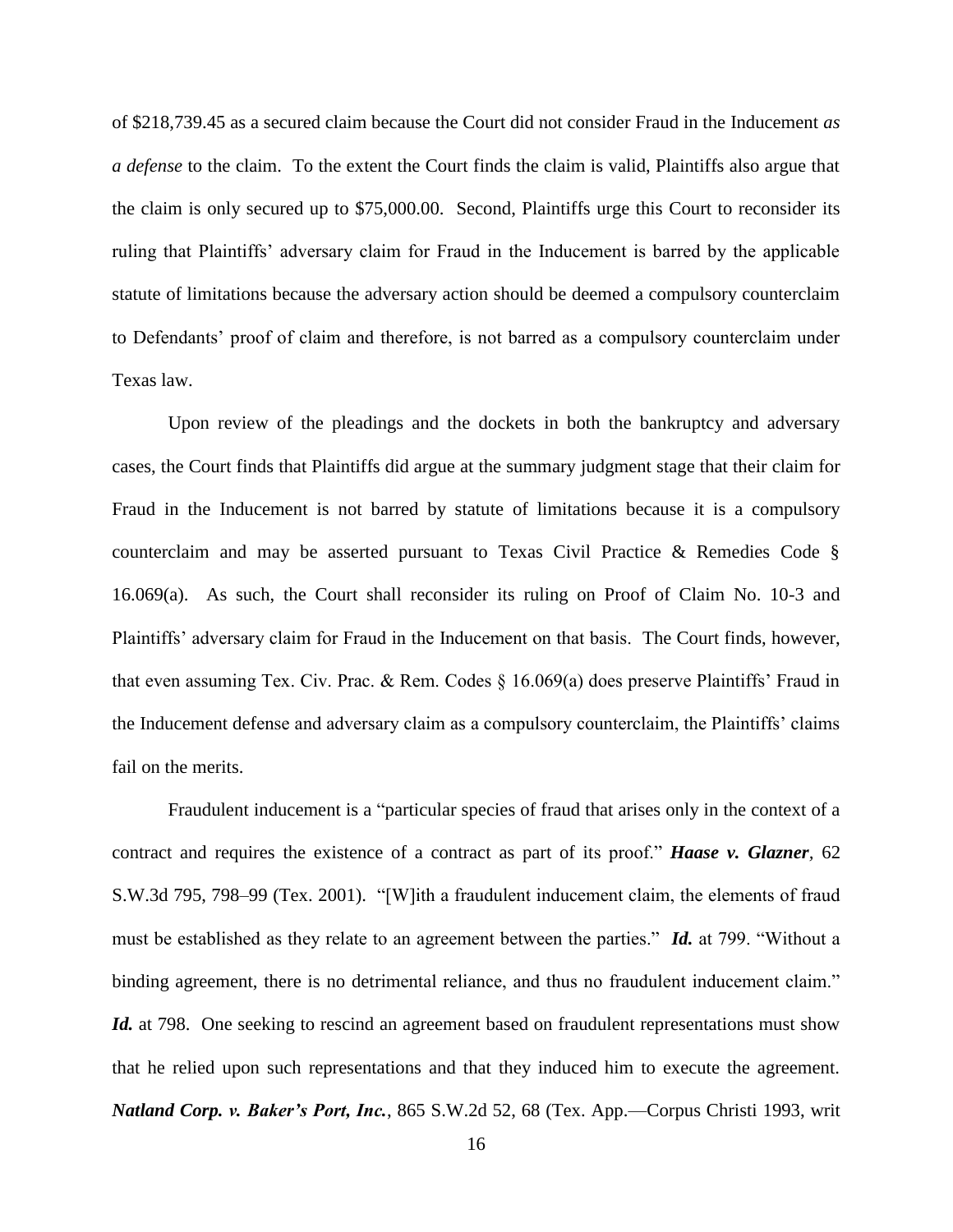of $218,739.45 as a secured claim because the Court did not consider Fraud in the Inducement *as a defense* to the claim. To the extent the Court finds the claim is valid, Plaintiffs also argue that the claim is only secured up to $75,000.00. Second, Plaintiffs urge this Court to reconsider its ruling that Plaintiffs' adversary claim for Fraud in the Inducement is barred by the applicable statute of limitations because the adversary action should be deemed a compulsory counterclaim to Defendants' proof of claim and therefore, is not barred as a compulsory counterclaim under Texas law.

Upon review of the pleadings and the dockets in both the bankruptcy and adversary cases, the Court finds that Plaintiffs did argue at the summary judgment stage that their claim for Fraud in the Inducement is not barred by statute of limitations because it is a compulsory counterclaim and may be asserted pursuant to Texas Civil Practice & Remedies Code § 16.069(a). As such, the Court shall reconsider its ruling on Proof of Claim No. 10-3 and Plaintiffs' adversary claim for Fraud in the Inducement on that basis. The Court finds, however, that even assuming Tex. Civ. Prac. & Rem. Codes § 16.069(a) does preserve Plaintiffs' Fraud in the Inducement defense and adversary claim as a compulsory counterclaim, the Plaintiffs' claims fail on the merits.

Fraudulent inducement is a "particular species of fraud that arises only in the context of a contract and requires the existence of a contract as part of its proof." ***Haase v. Glazner***, 62 S.W.3d 795, 798–99 (Tex. 2001). "[W]ith a fraudulent inducement claim, the elements of fraud must be established as they relate to an agreement between the parties." ***Id.*** at 799. "Without a binding agreement, there is no detrimental reliance, and thus no fraudulent inducement claim." ***Id.*** at 798. One seeking to rescind an agreement based on fraudulent representations must show that he relied upon such representations and that they induced him to execute the agreement. ***Natland Corp. v. Baker's Port, Inc.***, 865 S.W.2d 52, 68 (Tex. App.—Corpus Christi 1993, writ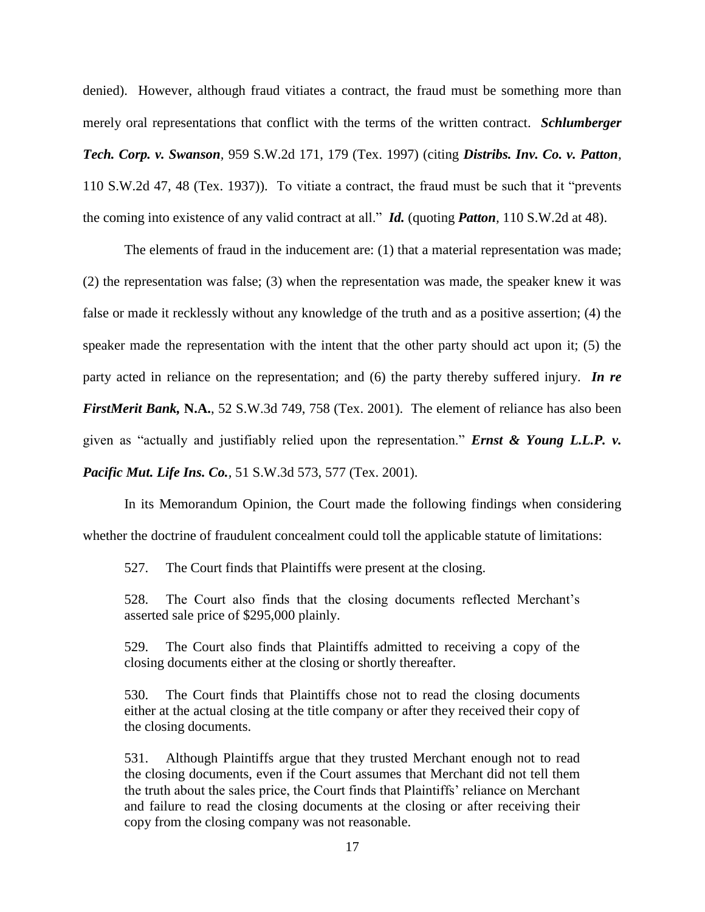denied). However, although fraud vitiates a contract, the fraud must be something more than merely oral representations that conflict with the terms of the written contract. ***Schlumberger Tech. Corp. v. Swanson***, 959 S.W.2d 171, 179 (Tex. 1997) (citing ***Distribs. Inv. Co. v. Patton***, 110 S.W.2d 47, 48 (Tex. 1937)). To vitiate a contract, the fraud must be such that it "prevents the coming into existence of any valid contract at all." ***Id.*** (quoting ***Patton***, 110 S.W.2d at 48).

The elements of fraud in the inducement are: (1) that a material representation was made; (2) the representation was false; (3) when the representation was made, the speaker knew it was false or made it recklessly without any knowledge of the truth and as a positive assertion; (4) the speaker made the representation with the intent that the other party should act upon it; (5) the party acted in reliance on the representation; and (6) the party thereby suffered injury. ***In re FirstMerit Bank,* N.A.**, 52 S.W.3d 749, 758 (Tex. 2001). The element of reliance has also been given as "actually and justifiably relied upon the representation." ***Ernst & Young L.L.P. v. Pacific Mut. Life Ins. Co.***, 51 S.W.3d 573, 577 (Tex. 2001).

In its Memorandum Opinion, the Court made the following findings when considering whether the doctrine of fraudulent concealment could toll the applicable statute of limitations:

> 527. The Court finds that Plaintiffs were present at the closing.
>
> 528. The Court also finds that the closing documents reflected Merchant's asserted sale price of $295,000 plainly.
>
> 529. The Court also finds that Plaintiffs admitted to receiving a copy of the closing documents either at the closing or shortly thereafter.
>
> 530. The Court finds that Plaintiffs chose not to read the closing documents either at the actual closing at the title company or after they received their copy of the closing documents.
>
> 531. Although Plaintiffs argue that they trusted Merchant enough not to read the closing documents, even if the Court assumes that Merchant did not tell them the truth about the sales price, the Court finds that Plaintiffs' reliance on Merchant and failure to read the closing documents at the closing or after receiving their copy from the closing company was not reasonable.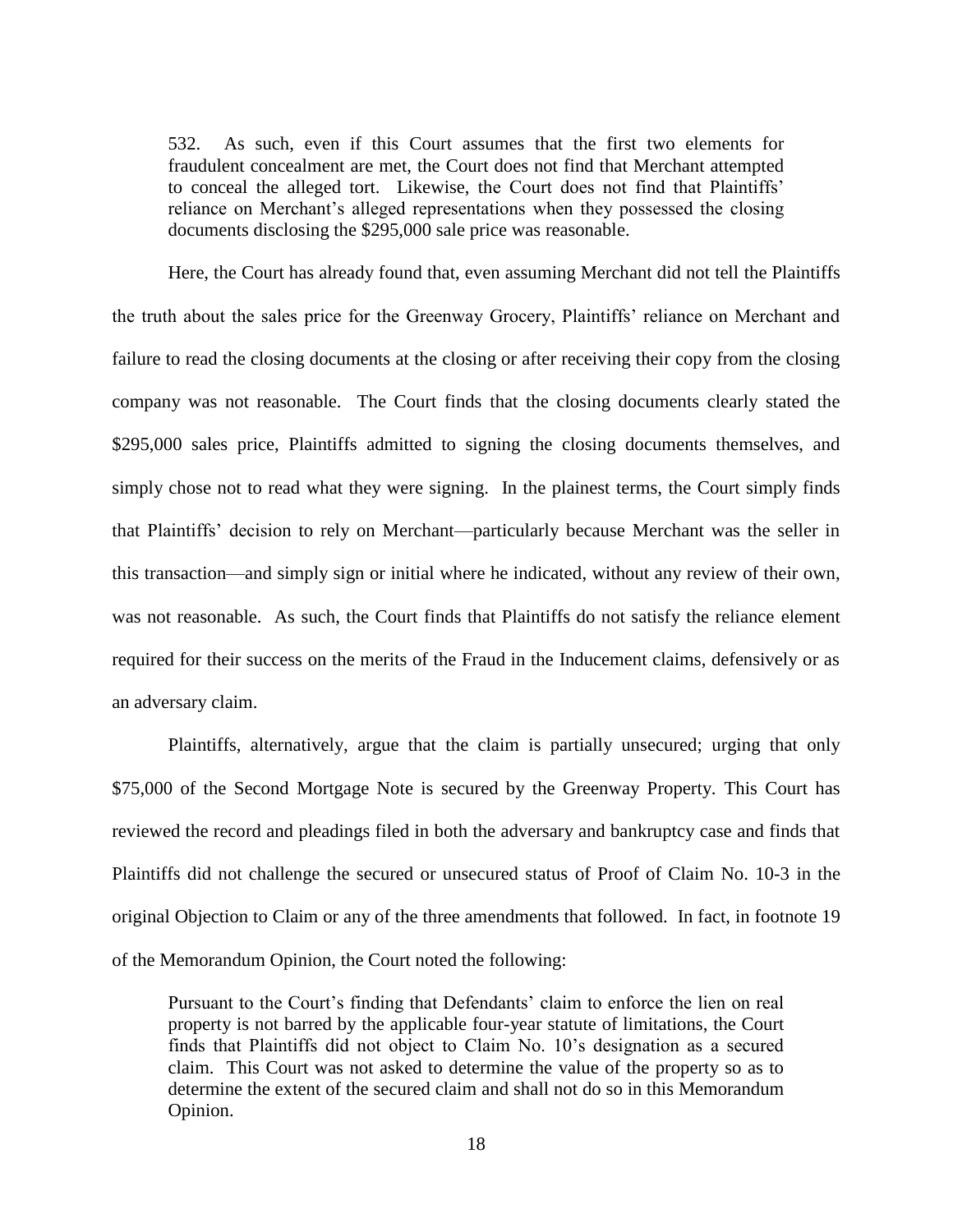> 532. As such, even if this Court assumes that the first two elements for fraudulent concealment are met, the Court does not find that Merchant attempted to conceal the alleged tort. Likewise, the Court does not find that Plaintiffs' reliance on Merchant's alleged representations when they possessed the closing documents disclosing the $295,000 sale price was reasonable.

Here, the Court has already found that, even assuming Merchant did not tell the Plaintiffs the truth about the sales price for the Greenway Grocery, Plaintiffs' reliance on Merchant and failure to read the closing documents at the closing or after receiving their copy from the closing company was not reasonable. The Court finds that the closing documents clearly stated the $295,000 sales price, Plaintiffs admitted to signing the closing documents themselves, and simply chose not to read what they were signing. In the plainest terms, the Court simply finds that Plaintiffs' decision to rely on Merchant—particularly because Merchant was the seller in this transaction—and simply sign or initial where he indicated, without any review of their own, was not reasonable. As such, the Court finds that Plaintiffs do not satisfy the reliance element required for their success on the merits of the Fraud in the Inducement claims, defensively or as an adversary claim.

Plaintiffs, alternatively, argue that the claim is partially unsecured; urging that only $75,000 of the Second Mortgage Note is secured by the Greenway Property. This Court has reviewed the record and pleadings filed in both the adversary and bankruptcy case and finds that Plaintiffs did not challenge the secured or unsecured status of Proof of Claim No. 10-3 in the original Objection to Claim or any of the three amendments that followed. In fact, in footnote 19 of the Memorandum Opinion, the Court noted the following:

> Pursuant to the Court's finding that Defendants' claim to enforce the lien on real property is not barred by the applicable four-year statute of limitations, the Court finds that Plaintiffs did not object to Claim No. 10's designation as a secured claim. This Court was not asked to determine the value of the property so as to determine the extent of the secured claim and shall not do so in this Memorandum Opinion.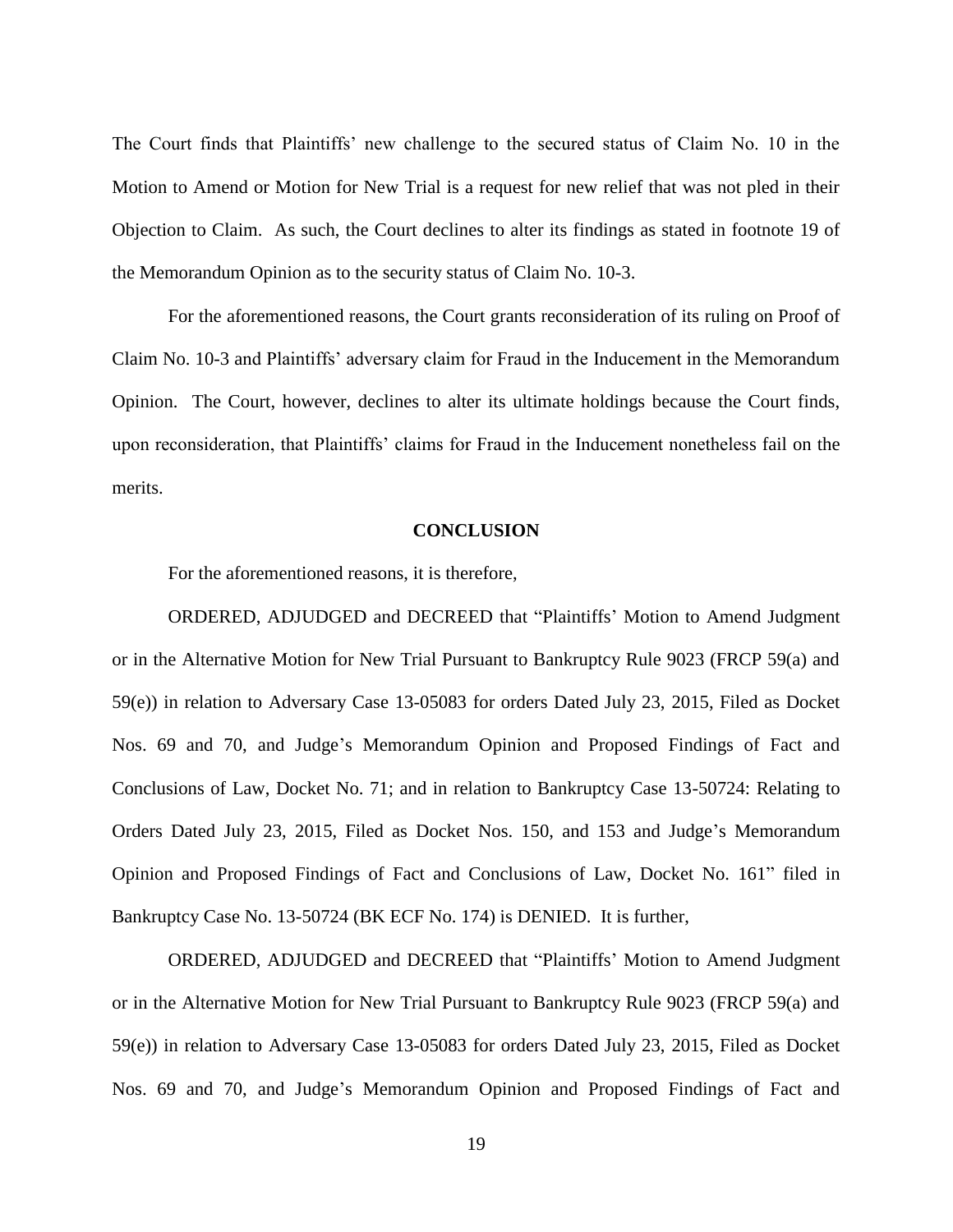The Court finds that Plaintiffs' new challenge to the secured status of Claim No. 10 in the Motion to Amend or Motion for New Trial is a request for new relief that was not pled in their Objection to Claim. As such, the Court declines to alter its findings as stated in footnote 19 of the Memorandum Opinion as to the security status of Claim No. 10-3.

For the aforementioned reasons, the Court grants reconsideration of its ruling on Proof of Claim No. 10-3 and Plaintiffs' adversary claim for Fraud in the Inducement in the Memorandum Opinion. The Court, however, declines to alter its ultimate holdings because the Court finds, upon reconsideration, that Plaintiffs' claims for Fraud in the Inducement nonetheless fail on the merits.

## CONCLUSION

For the aforementioned reasons, it is therefore,

ORDERED, ADJUDGED and DECREED that "Plaintiffs' Motion to Amend Judgment or in the Alternative Motion for New Trial Pursuant to Bankruptcy Rule 9023 (FRCP 59(a) and 59(e)) in relation to Adversary Case 13-05083 for orders Dated July 23, 2015, Filed as Docket Nos. 69 and 70, and Judge's Memorandum Opinion and Proposed Findings of Fact and Conclusions of Law, Docket No. 71; and in relation to Bankruptcy Case 13-50724: Relating to Orders Dated July 23, 2015, Filed as Docket Nos. 150, and 153 and Judge's Memorandum Opinion and Proposed Findings of Fact and Conclusions of Law, Docket No. 161" filed in Bankruptcy Case No. 13-50724 (BK ECF No. 174) is DENIED. It is further,

ORDERED, ADJUDGED and DECREED that "Plaintiffs' Motion to Amend Judgment or in the Alternative Motion for New Trial Pursuant to Bankruptcy Rule 9023 (FRCP 59(a) and 59(e)) in relation to Adversary Case 13-05083 for orders Dated July 23, 2015, Filed as Docket Nos. 69 and 70, and Judge's Memorandum Opinion and Proposed Findings of Fact and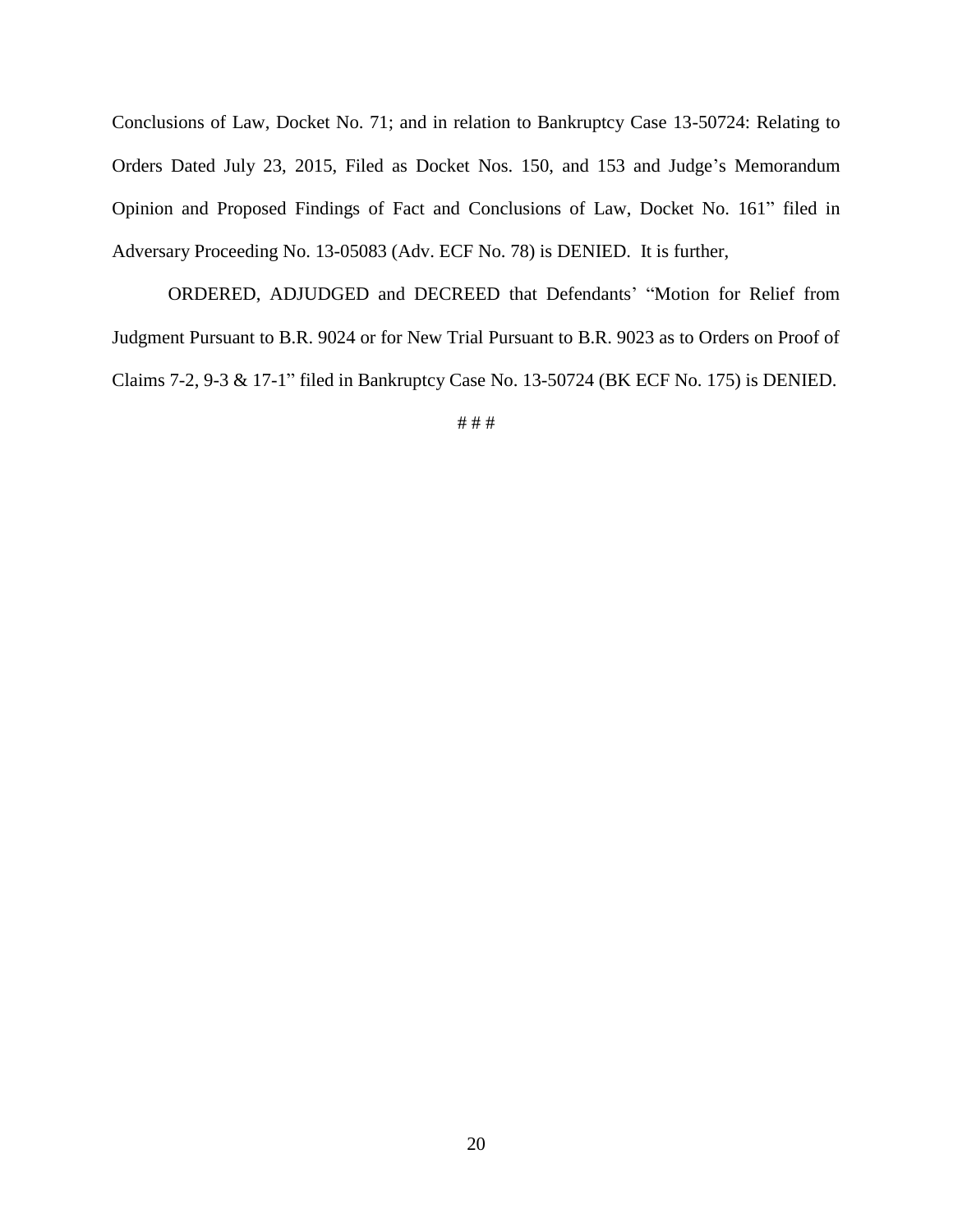Conclusions of Law, Docket No. 71; and in relation to Bankruptcy Case 13-50724: Relating to Orders Dated July 23, 2015, Filed as Docket Nos. 150, and 153 and Judge's Memorandum Opinion and Proposed Findings of Fact and Conclusions of Law, Docket No. 161" filed in Adversary Proceeding No. 13-05083 (Adv. ECF No. 78) is DENIED. It is further,

ORDERED, ADJUDGED and DECREED that Defendants' "Motion for Relief from Judgment Pursuant to B.R. 9024 or for New Trial Pursuant to B.R. 9023 as to Orders on Proof of Claims 7-2, 9-3 & 17-1" filed in Bankruptcy Case No. 13-50724 (BK ECF No. 175) is DENIED.

# # #